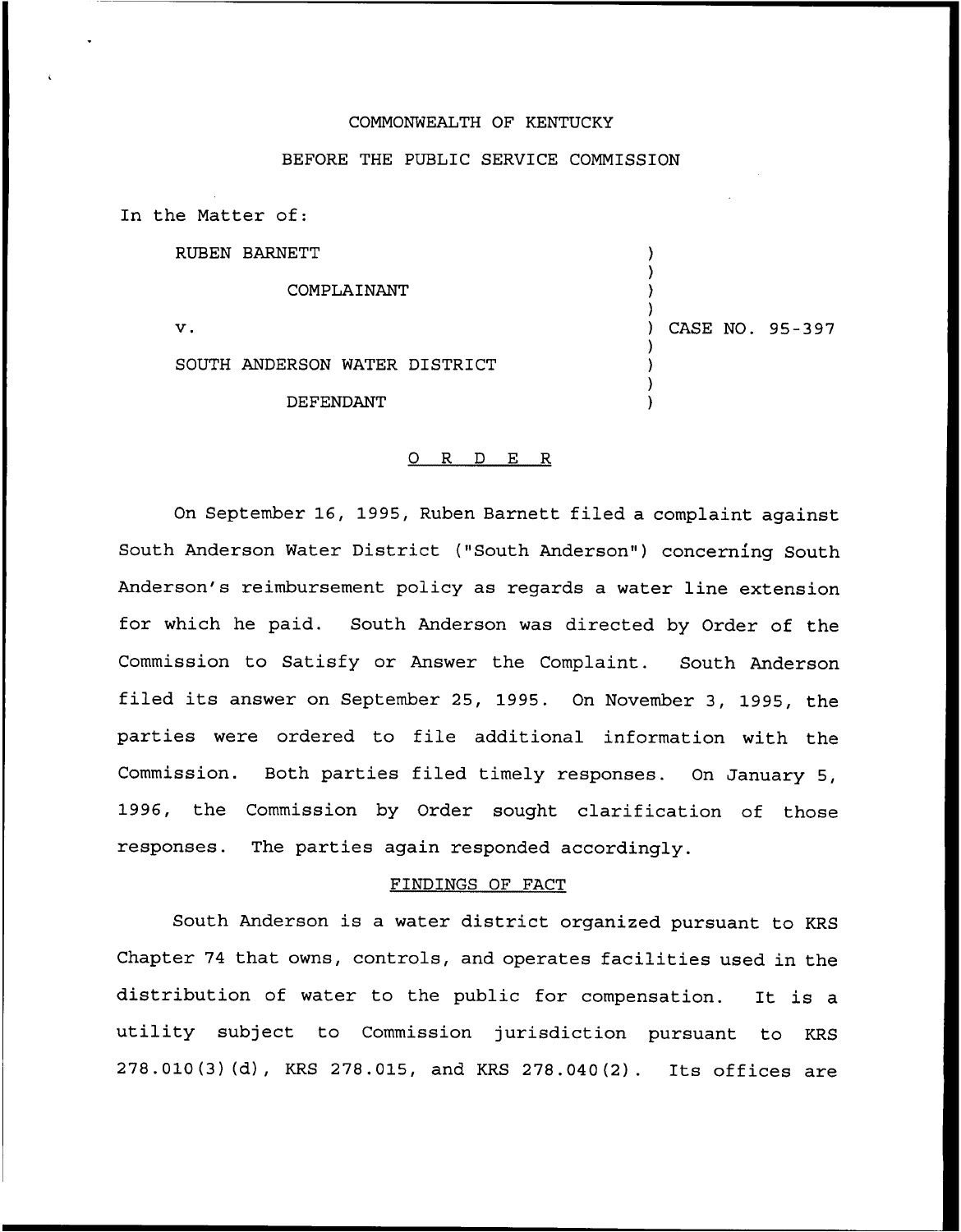COMMONWEALTH OF KENTUCKY

BEFORE THE PUBLIC SERVICE COMMISSION

In the Matter of:

RUBEN BARNETT

COMPLAINANT

v.

SOUTH ANDERSON WATER DISTRICT

DEFENDANT

) CASE NO. 95-397

## O R D E R

On September 16, 1995, Ruben Barnett filed a complaint against South Anderson Water District ("South Anderson") concerning South Anderson's reimbursement policy as regards a water line extension for which he paid. South Anderson was directed by Order of the Commission to Satisfy or Answer the Complaint. South Anderson filed its answer on September 25, 1995. On November 3, 1995, the parties were ordered to file additional information with the Commission. Both parties filed timely responses. On January 5, 1996, the Commission by Order sought clarification of those responses. The parties again responded accordingly.

## FINDINGS OF FACT

South Anderson is a water district organized pursuant to KRS Chapter 74 that owns, controls, and operates facilities used in the distribution of water to the public for compensation. It is a utility subject to Commission jurisdiction pursuant to KRS 278.010(3)(d), KRS 278.015, and KRS 278.040(2). Its offices are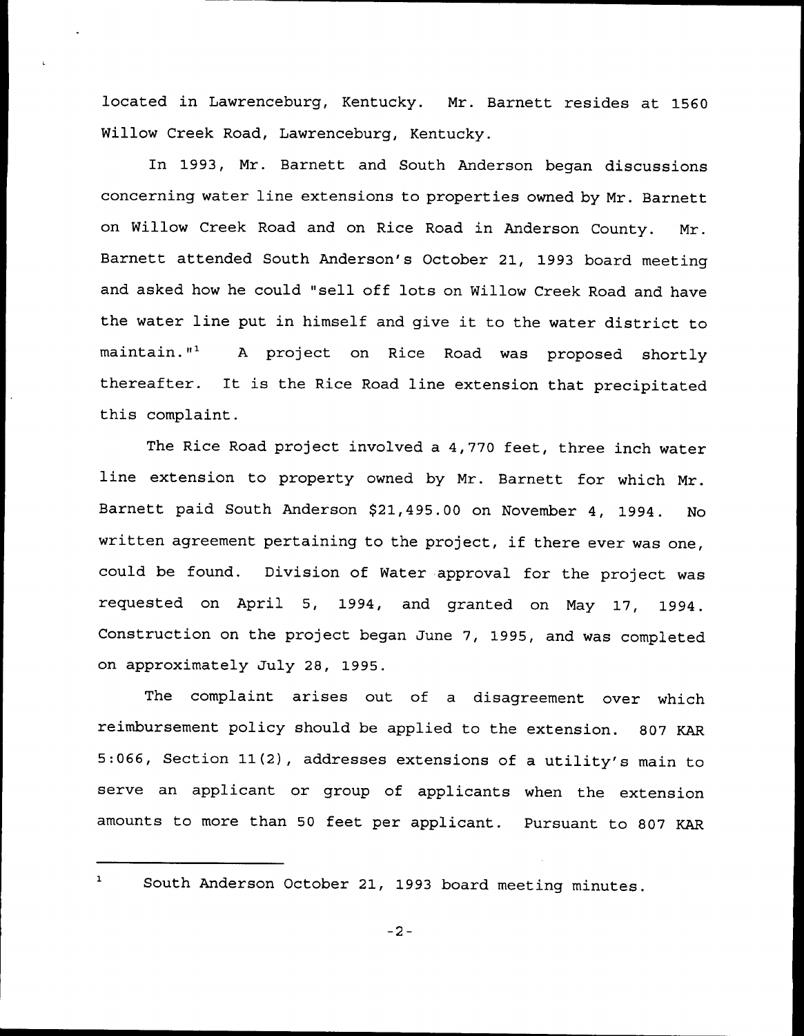located in Lawrenceburg, Kentucky. Mr. Barnett resides at 1560 Willow Creek Road, Lawrenceburg, Kentucky.

In 1993, Mr. Barnett and South Anderson began discussions concerning water line extensions to properties owned by Mr. Barnett on Willow Creek Road and on Rice Road in Anderson County. Mr. Barnett attended South Anderson's October 21, 1993 board meeting and asked how he could "sell off lots on Willow Creek Road and have the water line put in himself and give it to the water district to maintain."[1] A project on Rice Road was proposed shortly thereafter. It is the Rice Road line extension that precipitated this complaint.

The Rice Road project involved a 4,770 feet, three inch water line extension to property owned by Mr. Barnett for which Mr. Barnett paid South Anderson $21,495.00 on November 4, 1994. No written agreement pertaining to the project, if there ever was one, could be found. Division of Water approval for the project was requested on April 5, 1994, and granted on May 17, 1994. Construction on the project began June 7, 1995, and was completed on approximately July 28, 1995.

The complaint arises out of a disagreement over which reimbursement policy should be applied to the extension. 807 KAR 5:066, Section 11(2), addresses extensions of a utility's main to serve an applicant or group of applicants when the extension amounts to more than 50 feet per applicant. Pursuant to 807 KAR

---

[1] South Anderson October 21, 1993 board meeting minutes.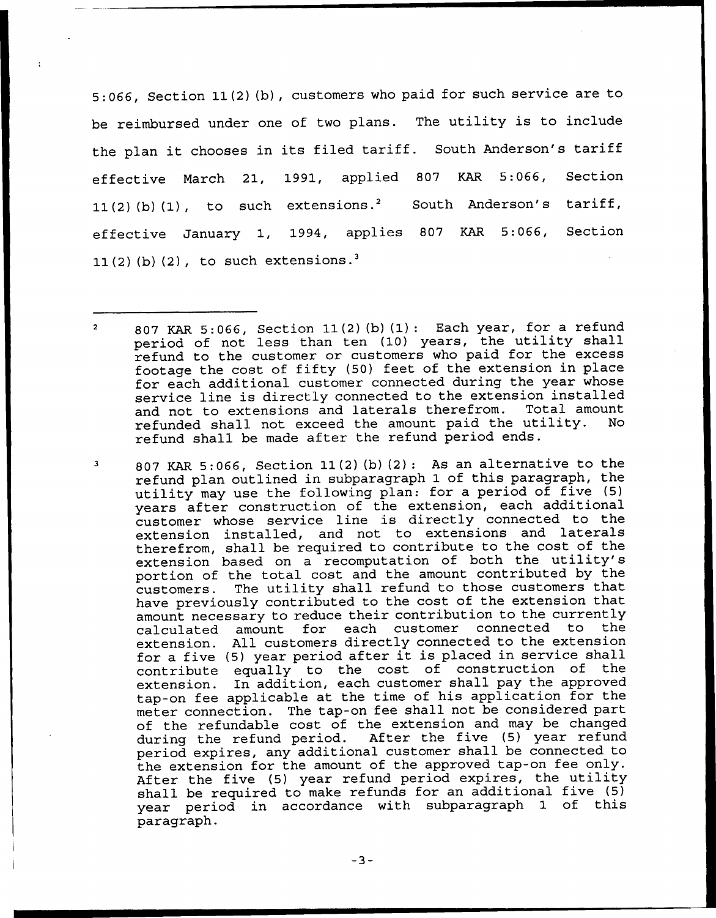5:066, Section 11(2)(b), customers who paid for such service are to be reimbursed under one of two plans. The utility is to include the plan it chooses in its filed tariff. South Anderson's tariff effective March 21, 1991, applied 807 KAR 5:066, Section 11(2)(b)(1), to such extensions.[2] South Anderson's tariff, effective January 1, 1994, applies 807 KAR 5:066, Section 11(2)(b)(2), to such extensions.[3]

---

[2] 807 KAR 5:066, Section 11(2)(b)(1): Each year, for a refund period of not less than ten (10) years, the utility shall refund to the customer or customers who paid for the excess footage the cost of fifty (50) feet of the extension in place for each additional customer connected during the year whose service line is directly connected to the extension installed and not to extensions and laterals therefrom. Total amount refunded shall not exceed the amount paid the utility. No refund shall be made after the refund period ends.

[3] 807 KAR 5:066, Section 11(2)(b)(2): As an alternative to the refund plan outlined in subparagraph 1 of this paragraph, the utility may use the following plan: for a period of five (5) years after construction of the extension, each additional customer whose service line is directly connected to the extension installed, and not to extensions and laterals therefrom, shall be required to contribute to the cost of the extension based on a recomputation of both the utility's portion of the total cost and the amount contributed by the customers. The utility shall refund to those customers that have previously contributed to the cost of the extension that amount necessary to reduce their contribution to the currently calculated amount for each customer connected to the extension. All customers directly connected to the extension for a five (5) year period after it is placed in service shall contribute equally to the cost of construction of the extension. In addition, each customer shall pay the approved tap-on fee applicable at the time of his application for the meter connection. The tap-on fee shall not be considered part of the refundable cost of the extension and may be changed during the refund period. After the five (5) year refund period expires, any additional customer shall be connected to the extension for the amount of the approved tap-on fee only. After the five (5) year refund period expires, the utility shall be required to make refunds for an additional five (5) year period in accordance with subparagraph 1 of this paragraph.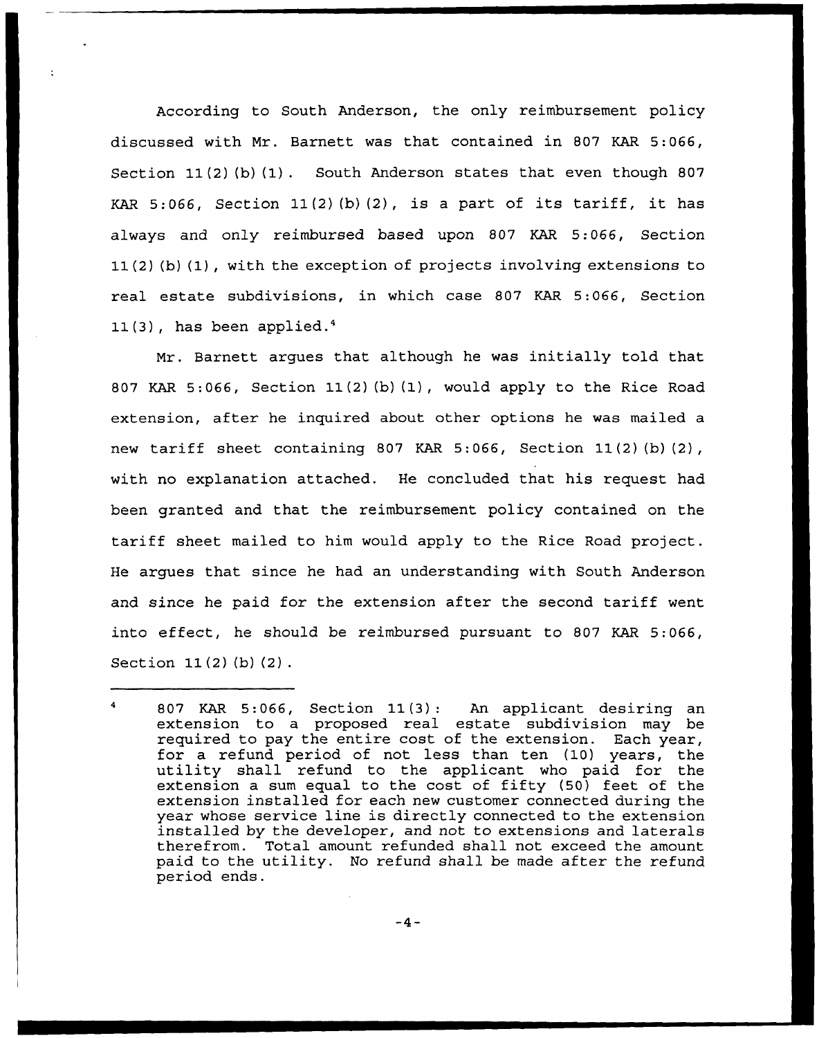According to South Anderson, the only reimbursement policy discussed with Mr. Barnett was that contained in 807 KAR 5:066, Section 11(2)(b)(1). South Anderson states that even though 807 KAR 5:066, Section 11(2)(b)(2), is a part of its tariff, it has always and only reimbursed based upon 807 KAR 5:066, Section 11(2)(b)(1), with the exception of projects involving extensions to real estate subdivisions, in which case 807 KAR 5:066, Section 11(3), has been applied.[4]

Mr. Barnett argues that although he was initially told that 807 KAR 5:066, Section 11(2)(b)(1), would apply to the Rice Road extension, after he inquired about other options he was mailed a new tariff sheet containing 807 KAR 5:066, Section 11(2)(b)(2), with no explanation attached. He concluded that his request had been granted and that the reimbursement policy contained on the tariff sheet mailed to him would apply to the Rice Road project. He argues that since he had an understanding with South Anderson and since he paid for the extension after the second tariff went into effect, he should be reimbursed pursuant to 807 KAR 5:066, Section 11(2)(b)(2).

---

[4] 807 KAR 5:066, Section 11(3): An applicant desiring an extension to a proposed real estate subdivision may be required to pay the entire cost of the extension. Each year, for a refund period of not less than ten (10) years, the utility shall refund to the applicant who paid for the extension a sum equal to the cost of fifty (50) feet of the extension installed for each new customer connected during the year whose service line is directly connected to the extension installed by the developer, and not to extensions and laterals therefrom. Total amount refunded shall not exceed the amount paid to the utility. No refund shall be made after the refund period ends.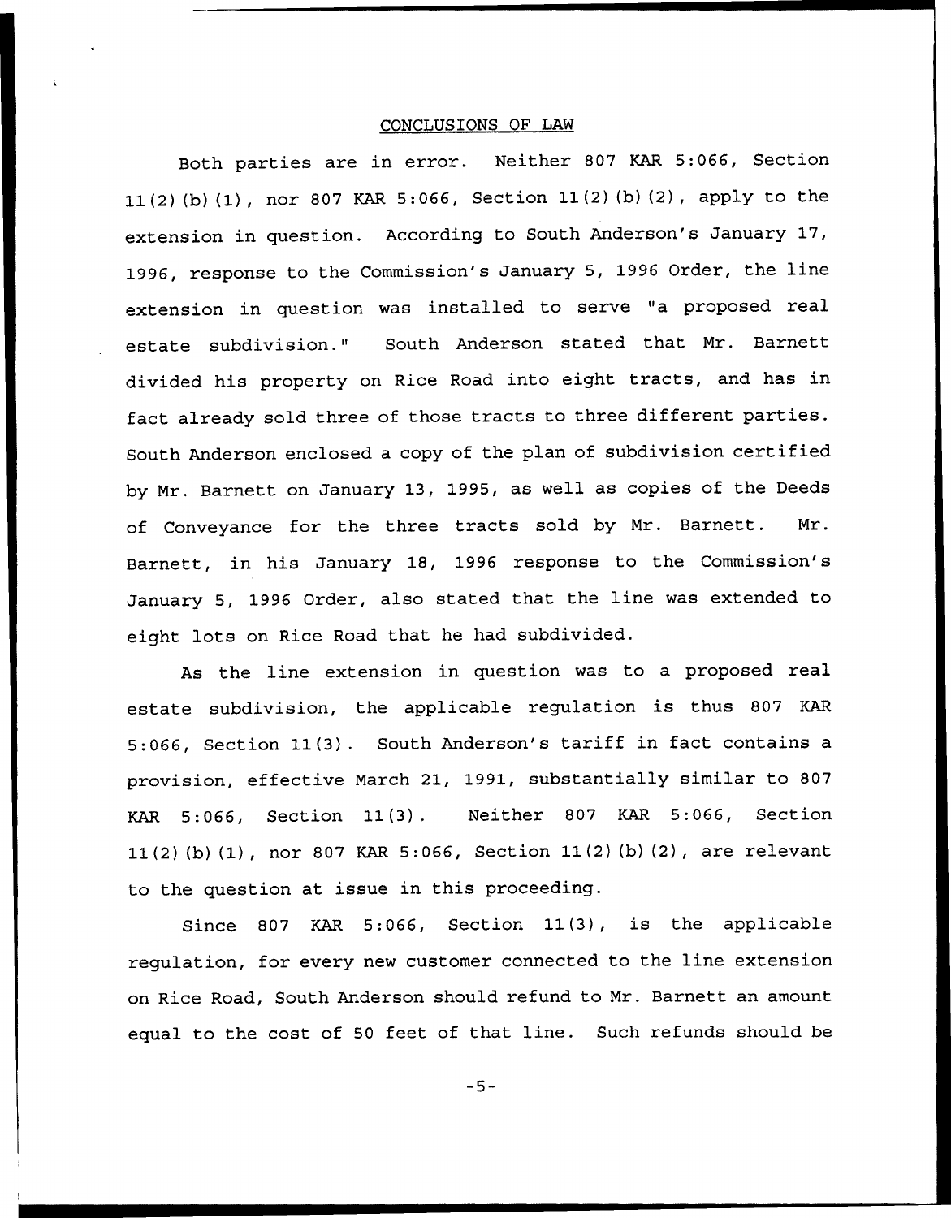## CONCLUSIONS OF LAW

Both parties are in error. Neither 807 KAR 5:066, Section 11(2)(b)(1), nor 807 KAR 5:066, Section 11(2)(b)(2), apply to the extension in question. According to South Anderson's January 17, 1996, response to the Commission's January 5, 1996 Order, the line extension in question was installed to serve "a proposed real estate subdivision." South Anderson stated that Mr. Barnett divided his property on Rice Road into eight tracts, and has in fact already sold three of those tracts to three different parties. South Anderson enclosed a copy of the plan of subdivision certified by Mr. Barnett on January 13, 1995, as well as copies of the Deeds of Conveyance for the three tracts sold by Mr. Barnett. Mr. Barnett, in his January 18, 1996 response to the Commission's January 5, 1996 Order, also stated that the line was extended to eight lots on Rice Road that he had subdivided.

As the line extension in question was to a proposed real estate subdivision, the applicable regulation is thus 807 KAR 5:066, Section 11(3). South Anderson's tariff in fact contains a provision, effective March 21, 1991, substantially similar to 807 KAR 5:066, Section 11(3). Neither 807 KAR 5:066, Section 11(2)(b)(1), nor 807 KAR 5:066, Section 11(2)(b)(2), are relevant to the question at issue in this proceeding.

Since 807 KAR 5:066, Section 11(3), is the applicable regulation, for every new customer connected to the line extension on Rice Road, South Anderson should refund to Mr. Barnett an amount equal to the cost of 50 feet of that line. Such refunds should be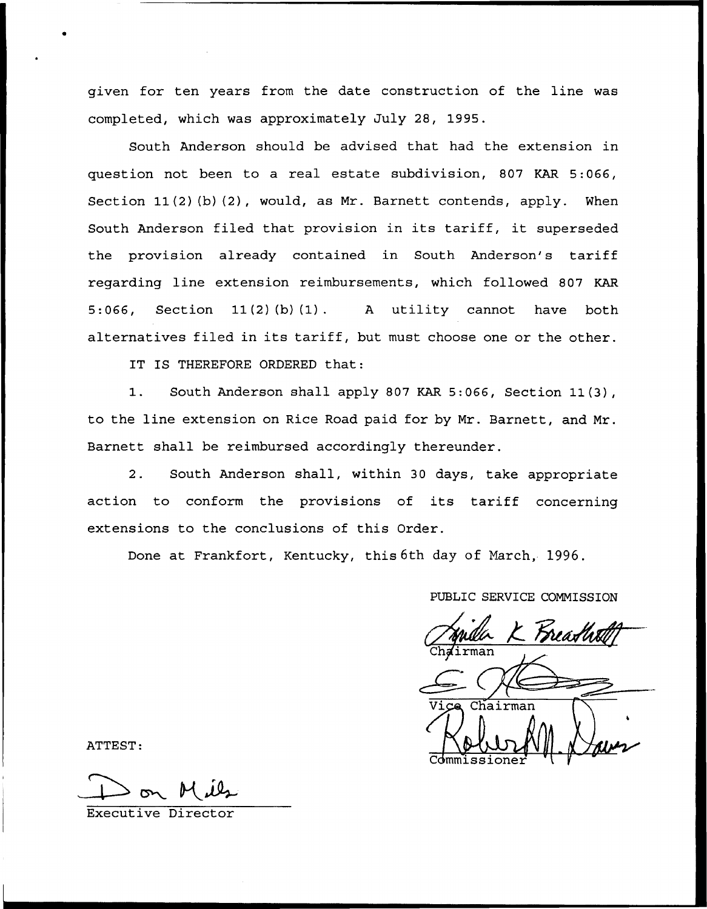given for ten years from the date construction of the line was completed, which was approximately July 28, 1995.

South Anderson should be advised that had the extension in question not been to a real estate subdivision, 807 KAR 5:066, Section 11(2)(b)(2), would, as Mr. Barnett contends, apply. When South Anderson filed that provision in its tariff, it superseded the provision already contained in South Anderson's tariff regarding line extension reimbursements, which followed 807 KAR 5:066, Section 11(2)(b)(1). A utility cannot have both alternatives filed in its tariff, but must choose one or the other.

IT IS THEREFORE ORDERED that:

1. South Anderson shall apply 807 KAR 5:066, Section 11(3), to the line extension on Rice Road paid for by Mr. Barnett, and Mr. Barnett shall be reimbursed accordingly thereunder.

2. South Anderson shall, within 30 days, take appropriate action to conform the provisions of its tariff concerning extensions to the conclusions of this Order.

Done at Frankfort, Kentucky, this 6th day of March, 1996.

PUBLIC SERVICE COMMISSION

Chairman

Vice Chairman

Commissioner

ATTEST:

Executive Director